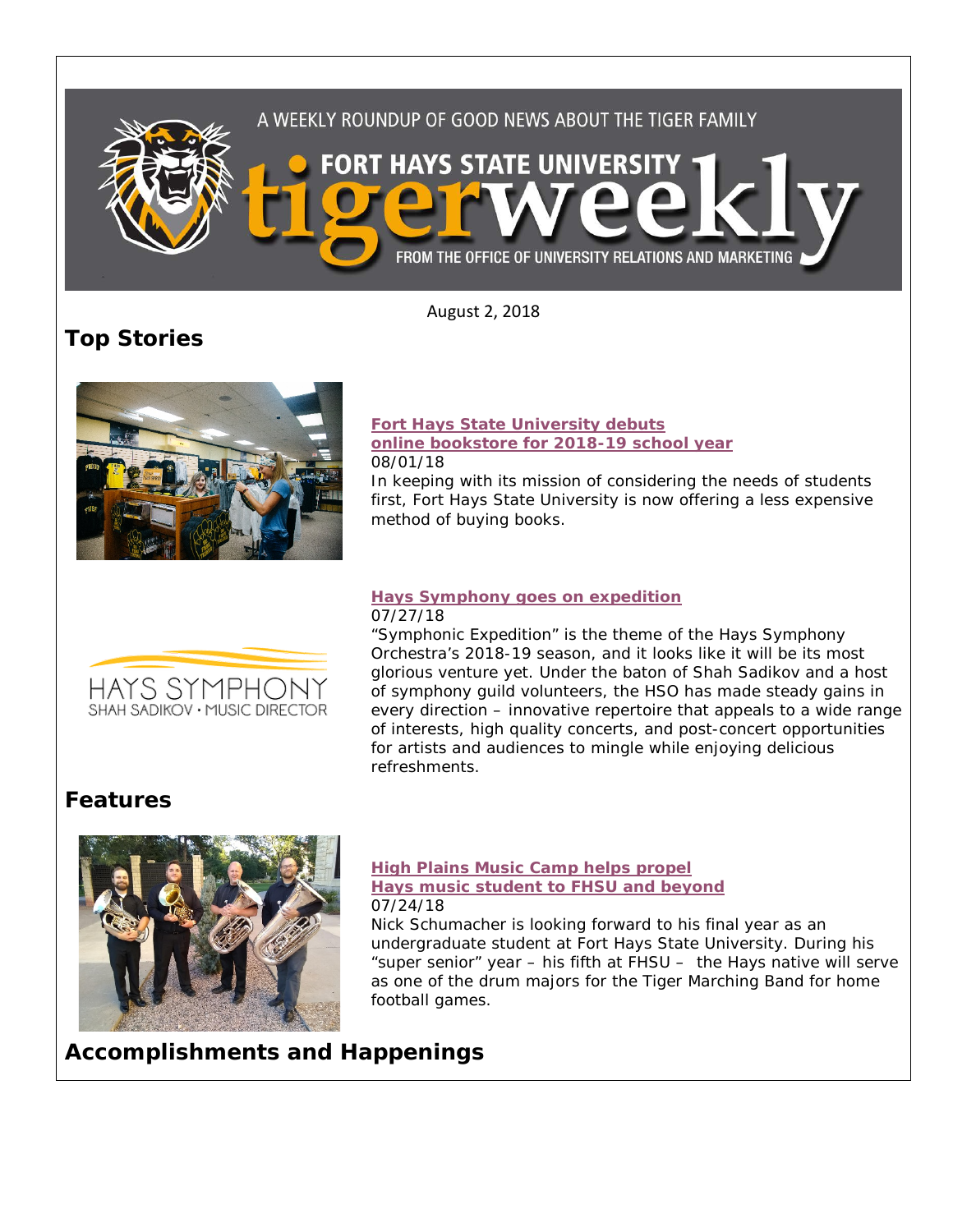A WEEKLY ROUNDUP OF GOOD NEWS ABOUT THE TIGER FAMILY

FORT HAYS STATE UNIVERSITY tigerweekly

FROM THE OFFICE OF UNIVERSITY RELATIONS AND MARKETING

August 2, 2018

## Top Stories

**Fort Hays State University debuts online bookstore for 2018-19 school year**
08/01/18
In keeping with its mission of considering the needs of students first, Fort Hays State University is now offering a less expensive method of buying books.

**Hays Symphony goes on expedition**
07/27/18
"Symphonic Expedition" is the theme of the Hays Symphony Orchestra's 2018-19 season, and it looks like it will be its most glorious venture yet. Under the baton of Shah Sadikov and a host of symphony guild volunteers, the HSO has made steady gains in every direction – innovative repertoire that appeals to a wide range of interests, high quality concerts, and post-concert opportunities for artists and audiences to mingle while enjoying delicious refreshments.

## Features

**High Plains Music Camp helps propel Hays music student to FHSU and beyond**
07/24/18
Nick Schumacher is looking forward to his final year as an undergraduate student at Fort Hays State University. During his "super senior" year – his fifth at FHSU – the Hays native will serve as one of the drum majors for the Tiger Marching Band for home football games.

## Accomplishments and Happenings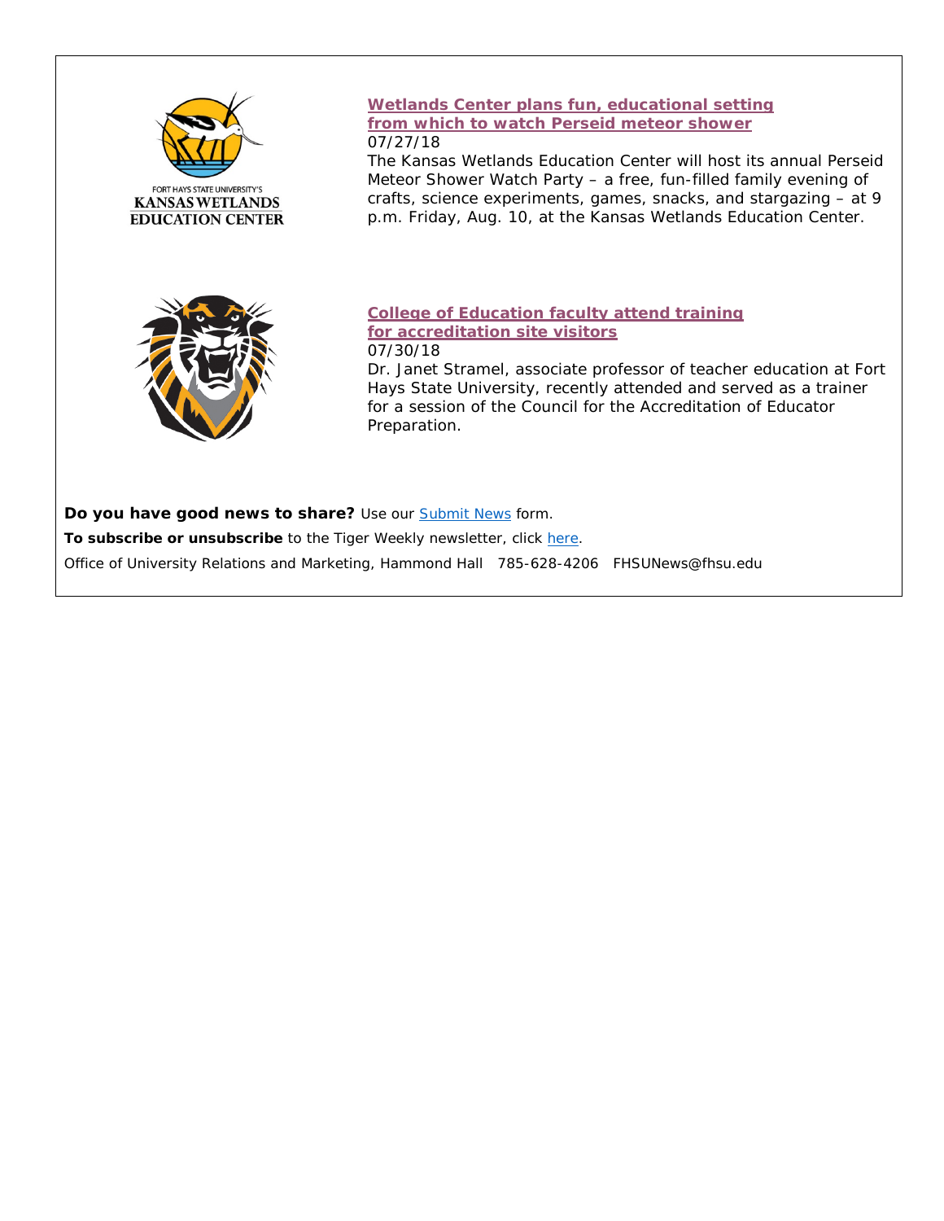**Wetlands Center plans fun, educational setting from which to watch Perseid meteor shower**
07/27/18
The Kansas Wetlands Education Center will host its annual Perseid Meteor Shower Watch Party – a free, fun-filled family evening of crafts, science experiments, games, snacks, and stargazing – at 9 p.m. Friday, Aug. 10, at the Kansas Wetlands Education Center.

**College of Education faculty attend training for accreditation site visitors**
07/30/18
Dr. Janet Stramel, associate professor of teacher education at Fort Hays State University, recently attended and served as a trainer for a session of the Council for the Accreditation of Educator Preparation.

**Do you have good news to share?** Use our Submit News form.

**To subscribe or unsubscribe** to the Tiger Weekly newsletter, click here.

Office of University Relations and Marketing, Hammond Hall 785-628-4206 FHSUNews@fhsu.edu